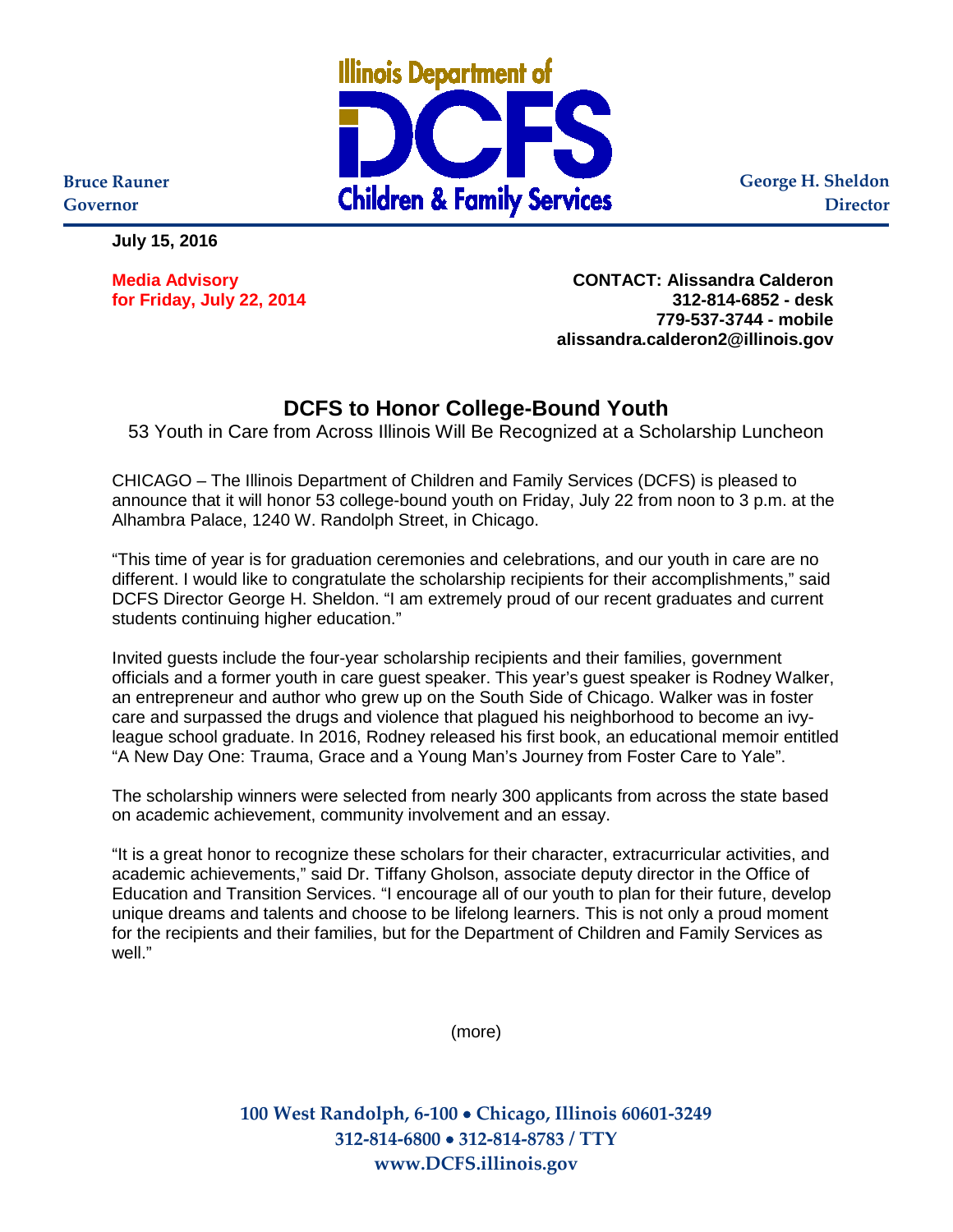Bruce Rauner
Governor

**Illinois Department of DCFS Children & Family Services**

George H. Sheldon
Director

**July 15, 2016**

**Media Advisory**
**for Friday, July 22, 2014**

**CONTACT: Alissandra Calderon**
**312-814-6852 - desk**
**779-537-3744 - mobile**
**alissandra.calderon2@illinois.gov**

# DCFS to Honor College-Bound Youth

53 Youth in Care from Across Illinois Will Be Recognized at a Scholarship Luncheon

CHICAGO – The Illinois Department of Children and Family Services (DCFS) is pleased to announce that it will honor 53 college-bound youth on Friday, July 22 from noon to 3 p.m. at the Alhambra Palace, 1240 W. Randolph Street, in Chicago.

"This time of year is for graduation ceremonies and celebrations, and our youth in care are no different. I would like to congratulate the scholarship recipients for their accomplishments," said DCFS Director George H. Sheldon. "I am extremely proud of our recent graduates and current students continuing higher education."

Invited guests include the four-year scholarship recipients and their families, government officials and a former youth in care guest speaker. This year's guest speaker is Rodney Walker, an entrepreneur and author who grew up on the South Side of Chicago. Walker was in foster care and surpassed the drugs and violence that plagued his neighborhood to become an ivy-league school graduate. In 2016, Rodney released his first book, an educational memoir entitled "A New Day One: Trauma, Grace and a Young Man's Journey from Foster Care to Yale".

The scholarship winners were selected from nearly 300 applicants from across the state based on academic achievement, community involvement and an essay.

"It is a great honor to recognize these scholars for their character, extracurricular activities, and academic achievements," said Dr. Tiffany Gholson, associate deputy director in the Office of Education and Transition Services. "I encourage all of our youth to plan for their future, develop unique dreams and talents and choose to be lifelong learners. This is not only a proud moment for the recipients and their families, but for the Department of Children and Family Services as well."

(more)

**100 West Randolph, 6-100 • Chicago, Illinois 60601-3249**
**312-814-6800 • 312-814-8783 / TTY**
**www.DCFS.illinois.gov**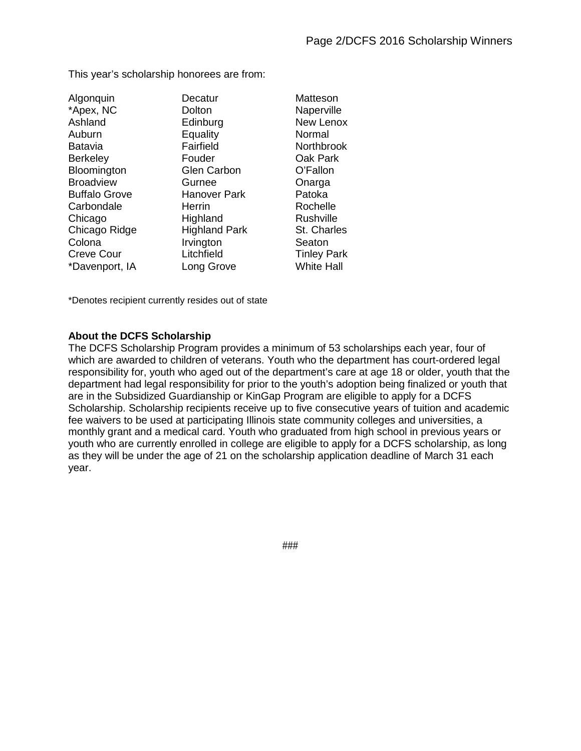This year's scholarship honorees are from:

| | | |
|---|---|---|
| Algonquin | Decatur | Matteson |
| *Apex, NC | Dolton | Naperville |
| Ashland | Edinburg | New Lenox |
| Auburn | Equality | Normal |
| Batavia | Fairfield | Northbrook |
| Berkeley | Fouder | Oak Park |
| Bloomington | Glen Carbon | O'Fallon |
| Broadview | Gurnee | Onarga |
| Buffalo Grove | Hanover Park | Patoka |
| Carbondale | Herrin | Rochelle |
| Chicago | Highland | Rushville |
| Chicago Ridge | Highland Park | St. Charles |
| Colona | Irvington | Seaton |
| Creve Cour | Litchfield | Tinley Park |
| *Davenport, IA | Long Grove | White Hall |

*Denotes recipient currently resides out of state

**About the DCFS Scholarship**

The DCFS Scholarship Program provides a minimum of 53 scholarships each year, four of which are awarded to children of veterans. Youth who the department has court-ordered legal responsibility for, youth who aged out of the department's care at age 18 or older, youth that the department had legal responsibility for prior to the youth's adoption being finalized or youth that are in the Subsidized Guardianship or KinGap Program are eligible to apply for a DCFS Scholarship. Scholarship recipients receive up to five consecutive years of tuition and academic fee waivers to be used at participating Illinois state community colleges and universities, a monthly grant and a medical card. Youth who graduated from high school in previous years or youth who are currently enrolled in college are eligible to apply for a DCFS scholarship, as long as they will be under the age of 21 on the scholarship application deadline of March 31 each year.

###